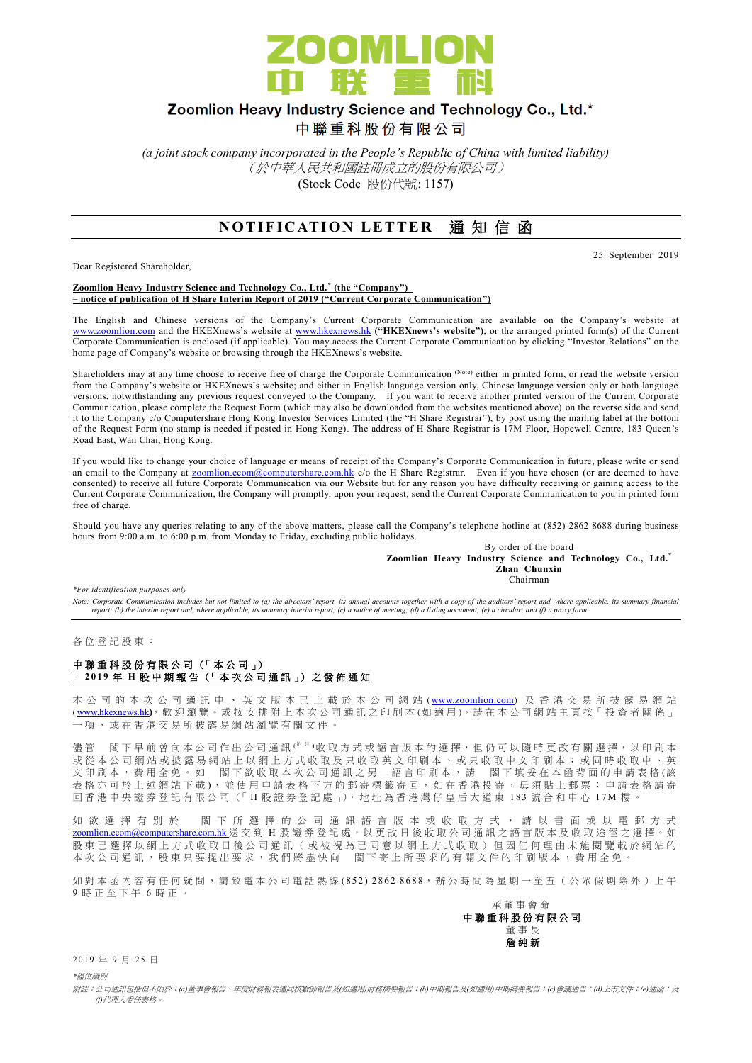ZOOMLION 中联重科

# Zoomlion Heavy Industry Science and Technology Co., Ltd.*

# 中聯重科股份有限公司

*(a joint stock company incorporated in the People's Republic of China with limited liability)*
*（於中華人民共和國註冊成立的股份有限公司）*
(Stock Code 股份代號: 1157)

## NOTIFICATION LETTER 通知信函

25 September 2019

Dear Registered Shareholder,

**Zoomlion Heavy Industry Science and Technology Co., Ltd.* (the "Company") – notice of publication of H Share Interim Report of 2019 ("Current Corporate Communication")**

The English and Chinese versions of the Company's Current Corporate Communication are available on the Company's website at www.zoomlion.com and the HKEXnews's website at www.hkexnews.hk **("HKEXnews's website")**, or the arranged printed form(s) of the Current Corporate Communication is enclosed (if applicable). You may access the Current Corporate Communication by clicking "Investor Relations" on the home page of Company's website or browsing through the HKEXnews's website.

Shareholders may at any time choose to receive free of charge the Corporate Communication (Note) either in printed form, or read the website version from the Company's website or HKEXnews's website; and either in English language version only, Chinese language version only or both language versions, notwithstanding any previous request conveyed to the Company. If you want to receive another printed version of the Current Corporate Communication, please complete the Request Form (which may also be downloaded from the websites mentioned above) on the reverse side and send it to the Company c/o Computershare Hong Kong Investor Services Limited (the "H Share Registrar"), by post using the mailing label at the bottom of the Request Form (no stamp is needed if posted in Hong Kong). The address of H Share Registrar is 17M Floor, Hopewell Centre, 183 Queen's Road East, Wan Chai, Hong Kong.

If you would like to change your choice of language or means of receipt of the Company's Corporate Communication in future, please write or send an email to the Company at zoomlion.ecom@computershare.com.hk c/o the H Share Registrar. Even if you have chosen (or are deemed to have consented) to receive all future Corporate Communication via our Website but for any reason you have difficulty receiving or gaining access to the Current Corporate Communication, the Company will promptly, upon your request, send the Current Corporate Communication to you in printed form free of charge.

Should you have any queries relating to any of the above matters, please call the Company's telephone hotline at (852) 2862 8688 during business hours from 9:00 a.m. to 6:00 p.m. from Monday to Friday, excluding public holidays.

By order of the board
**Zoomlion Heavy Industry Science and Technology Co., Ltd.***
**Zhan Chunxin**
Chairman

*\*For identification purposes only*

*Note: Corporate Communication includes but not limited to (a) the directors' report, its annual accounts together with a copy of the auditors' report and, where applicable, its summary financial report; (b) the interim report and, where applicable, its summary interim report; (c) a notice of meeting; (d) a listing document; (e) a circular; and (f) a proxy form.*

---

各位登記股東：

**中聯重科股份有限公司（「本公司」）－2019年H股中期報告（「本次公司通訊」）之發佈通知**

本公司的本次公司通訊中、英文版本已上載於本公司網站(www.zoomlion.com)及香港交易所披露易網站(www.hkexnews.hk)，歡迎瀏覽。或按安排附上本次公司通訊之印刷本(如適用)。請在本公司網站主頁按「投資者關係」一項，或在香港交易所披露易網站瀏覽有關文件。

儘管 閣下早前曾向本公司作出公司通訊(附註)收取方式或語言版本的選擇，但仍可以隨時更改有關選擇，以印刷本或從本公司網站或披露易網站上以網上方式收取及只收取英文印刷本、或只收取中文印刷本；或同時收取中、英文印刷本，費用全免。如 閣下欲收取本次公司通訊之另一語言印刷本，請 閣下填妥在本函背面的申請表格(該表格亦可於上述網站下載)，並使用申請表格下方的郵寄標籤寄回，如在香港投寄，毋須貼上郵票；申請表格請寄回香港中央證券登記有限公司（「H股證券登記處」），地址為香港灣仔皇后大道東183號合和中心17M樓。

如欲選擇有別於 閣下所選擇的公司通訊語言版本或收取方式，請以書面或以電郵方式zoomlion.ecom@computershare.com.hk送交到H股證券登記處，以更改日後收取公司通訊之語言版本及收取途徑之選擇。如股東已選擇以網上方式收取日後公司通訊（或被視為已同意以網上方式收取）但因任何理由未能閱覽載於網站的本次公司通訊，股東只要提出要求，我們將盡快向 閣下寄上所要求的有關文件的印刷版本，費用全免。

如對本函內容有任何疑問，請致電本公司電話熱線(852) 2862 8688，辦公時間為星期一至五（公眾假期除外）上午9時正至下午6時正。

承董事會命
**中聯重科股份有限公司**
董事長
**詹純新**

2019年9月25日

*\*僅供識別*

*附註：公司通訊包括但不限於：(a)董事會報告、年度財務報表連同核數師報告及(如適用)財務摘要報告；(b)中期報告及(如適用)中期摘要報告；(c)會議通告；(d)上市文件；(e)通函；及(f)代理人委任表格。*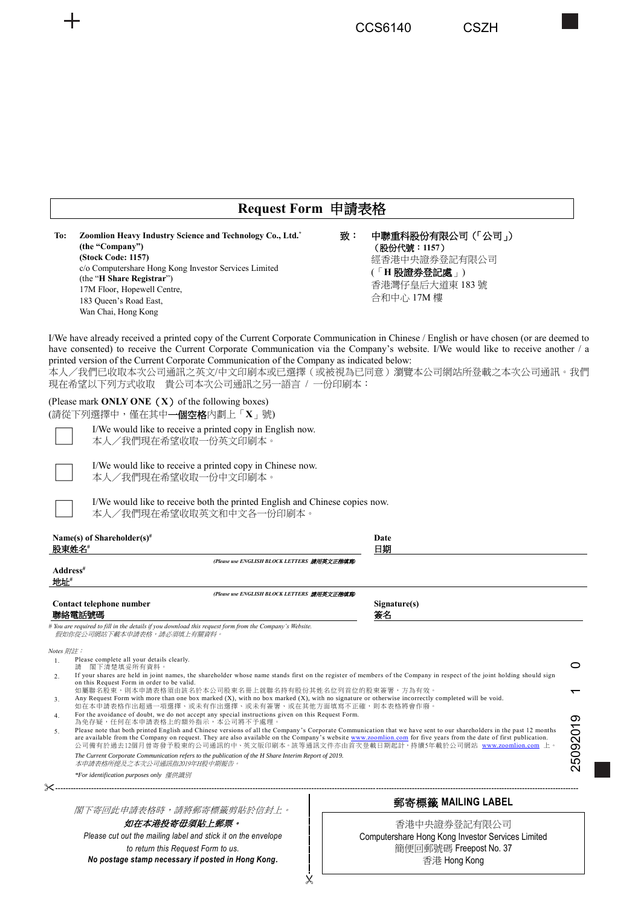# Request Form 申請表格

**To: Zoomlion Heavy Industry Science and Technology Co., Ltd.*
(the "Company")
(Stock Code: 1157)**
c/o Computershare Hong Kong Investor Services Limited
(the "**H Share Registrar**")
17M Floor, Hopewell Centre,
183 Queen's Road East,
Wan Chai, Hong Kong

致： **中聯重科股份有限公司（「公司」）
（股份代號：1157）**
經香港中央證券登記有限公司
（「**H 股證券登記處**」）
香港灣仔皇后大道東 183 號
合和中心 17M 樓

I/We have already received a printed copy of the Current Corporate Communication in Chinese / English or have chosen (or are deemed to have consented) to receive the Current Corporate Communication via the Company's website. I/We would like to receive another / a printed version of the Current Corporate Communication of the Company as indicated below:
本人╱我們已收取本次公司通訊之英文/中文印刷本或已選擇（或被視為已同意）瀏覽本公司網站所登載之本次公司通訊。我們現在希望以下列方式收取 貴公司本次公司通訊之另一語言 / 一份印刷本：

(Please mark **ONLY ONE** (**X**) of the following boxes)
(請從下列選擇中，僅在其中**一個空格**內劃上「**X**」號)

☐ I/We would like to receive a printed copy in English now.
本人╱我們現在希望收取一份英文印刷本。

☐ I/We would like to receive a printed copy in Chinese now.
本人╱我們現在希望收取一份中文印刷本。

☐ I/We would like to receive both the printed English and Chinese copies now.
本人╱我們現在希望收取英文和中文各一份印刷本。

**Name(s) of Shareholder(s)#
股東姓名#** ____________________ **Date 日期** ____________________

*(Please use ENGLISH BLOCK LETTERS 請用英文正楷填寫)*

**Address#
地址#** ____________________

*(Please use ENGLISH BLOCK LETTERS 請用英文正楷填寫)*

**Contact telephone number
聯絡電話號碼** ____________________ **Signature(s) 簽名** ____________________

*# You are required to fill in the details if you download this request form from the Company's Website.
假如你從公司網站下載本申請表格，請必須填上有關資料。*

*Notes 附註：*

1. Please complete all your details clearly.
請 閣下清楚填妥所有資料。
2. If your shares are held in joint names, the shareholder whose name stands first on the register of members of the Company in respect of the joint holding should sign on this Request Form in order to be valid.
如屬聯名股東，則本申請表格須由該名於本公司股東名冊上就聯名持有股份其姓名位列首位的股東簽署，方為有效。
3. Any Request Form with more than one box marked (X), with no box marked (X), with no signature or otherwise incorrectly completed will be void.
如在本申請表格作出超過一項選擇、或未有作出選擇、或未有簽署、或在其他方面填寫不正確，則本表格將會作廢。
4. For the avoidance of doubt, we do not accept any special instructions given on this Request Form.
為免存疑，任何在本申請表格上的額外指示，本公司將不予處理。
5. Please note that both printed English and Chinese versions of all the Company's Corporate Communication that we have sent to our shareholders in the past 12 months are available from the Company on request. They are also available on the Company's website www.zoomlion.com for five years from the date of first publication.
公司備有於過去12個月曾寄發予股東的公司通訊的中、英文版印刷本。該等通訊文件亦由首次登載日期起計，持續5年載於公司網站 www.zoomlion.com 上。

*The Current Corporate Communication refers to the publication of the H Share Interim Report of 2019.
本申請表格所提及之本次公司通訊指2019年H股中期報告。*

*\*For identification purposes only 僅供識別*

*閣下寄回此申請表格時，請將郵寄標籤剪貼於信封上。*
***如在本港投寄毋須貼上郵票。***
*Please cut out the mailing label and stick it on the envelope to return this Request Form to us.*
***No postage stamp necessary if posted in Hong Kong.***

**郵寄標籤 MAILING LABEL**

香港中央證券登記有限公司
Computershare Hong Kong Investor Services Limited
簡便回郵號碼 Freepost No. 37
香港 Hong Kong